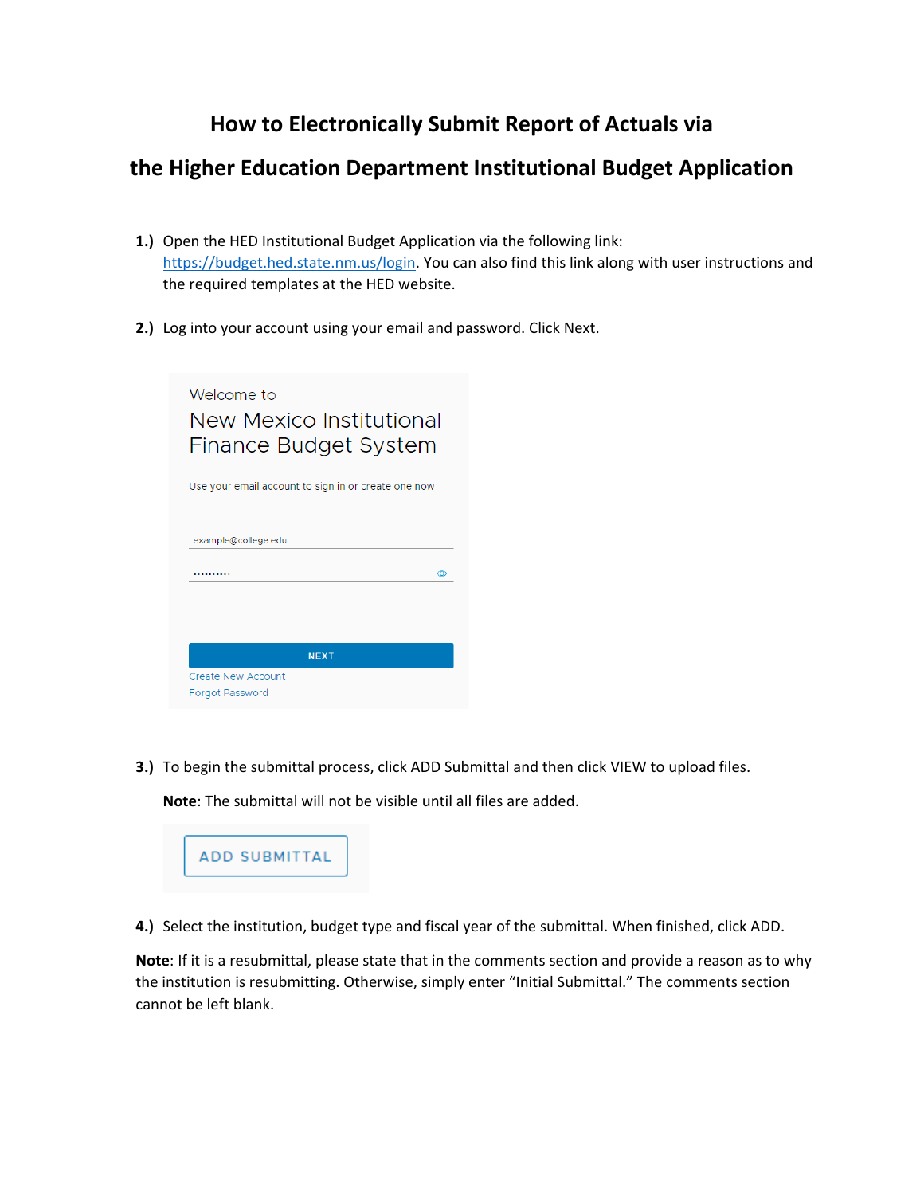# How to Electronically Submit Report of Actuals via the Higher Education Department Institutional Budget Application

**1.)** Open the HED Institutional Budget Application via the following link: https://budget.hed.state.nm.us/login. You can also find this link along with user instructions and the required templates at the HED website.

**2.)** Log into your account using your email and password. Click Next.

Welcome to
New Mexico Institutional Finance Budget System

Use your email account to sign in or create one now

example@college.edu

NEXT

Create New Account

Forgot Password

**3.)** To begin the submittal process, click ADD Submittal and then click VIEW to upload files.

**Note**: The submittal will not be visible until all files are added.

ADD SUBMITTAL

**4.)** Select the institution, budget type and fiscal year of the submittal. When finished, click ADD.

**Note**: If it is a resubmittal, please state that in the comments section and provide a reason as to why the institution is resubmitting. Otherwise, simply enter "Initial Submittal." The comments section cannot be left blank.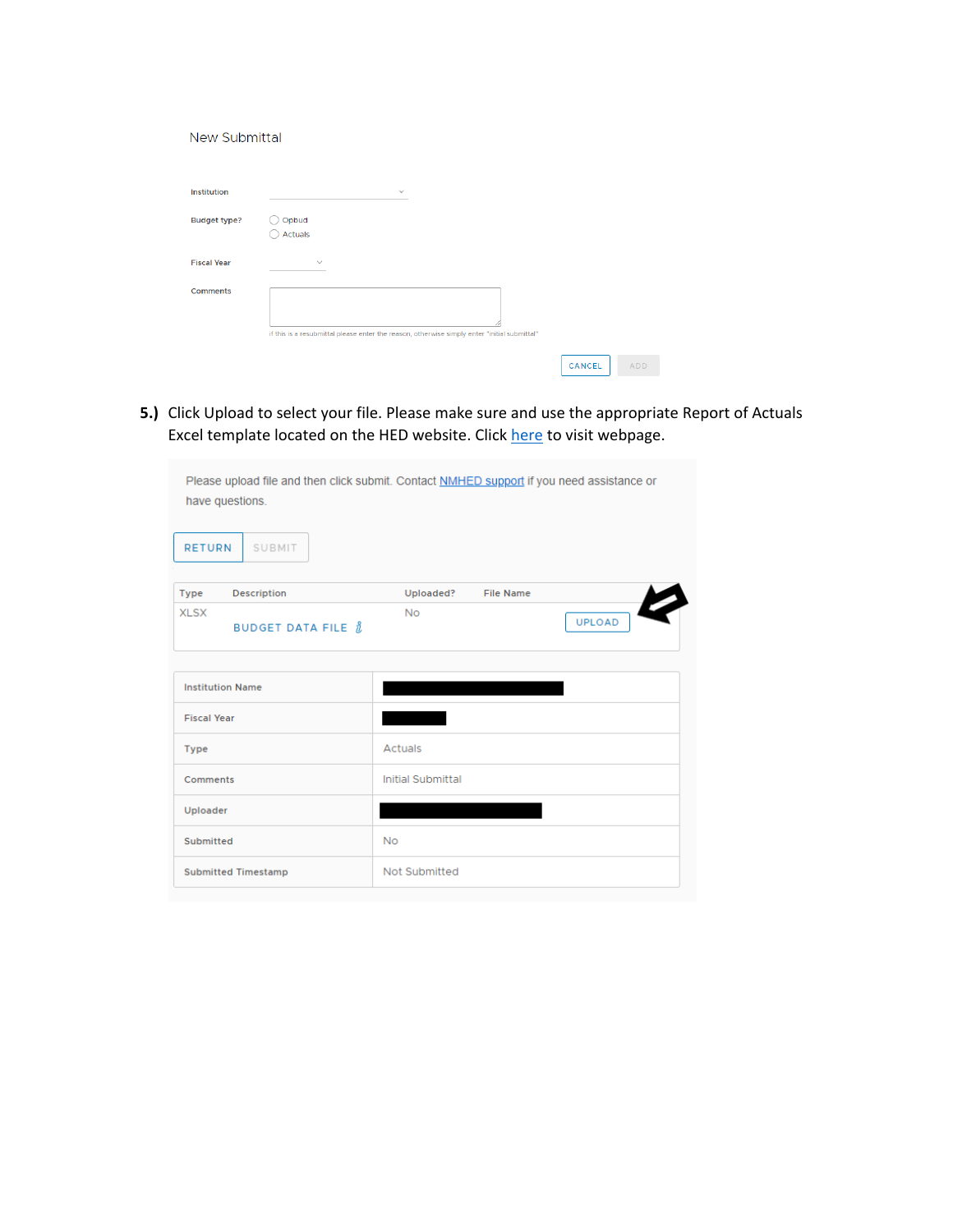New Submittal

Institution

Budget type? ◯ Opbud ◯ Actuals

Fiscal Year

Comments

If this is a resubmittal please enter the reason, otherwise simply enter "initial submittal"

CANCEL ADD

**5.)** Click Upload to select your file. Please make sure and use the appropriate Report of Actuals Excel template located on the HED website. Click here to visit webpage.

Please upload file and then click submit. Contact NMHED support if you need assistance or have questions.

RETURN SUBMIT

| Type | Description | Uploaded? | File Name | |
|---|---|---|---|---|
| XLSX | BUDGET DATA FILE | No | | UPLOAD |

| | |
|---|---|
| Institution Name | |
| Fiscal Year | |
| Type | Actuals |
| Comments | Initial Submittal |
| Uploader | |
| Submitted | No |
| Submitted Timestamp | Not Submitted |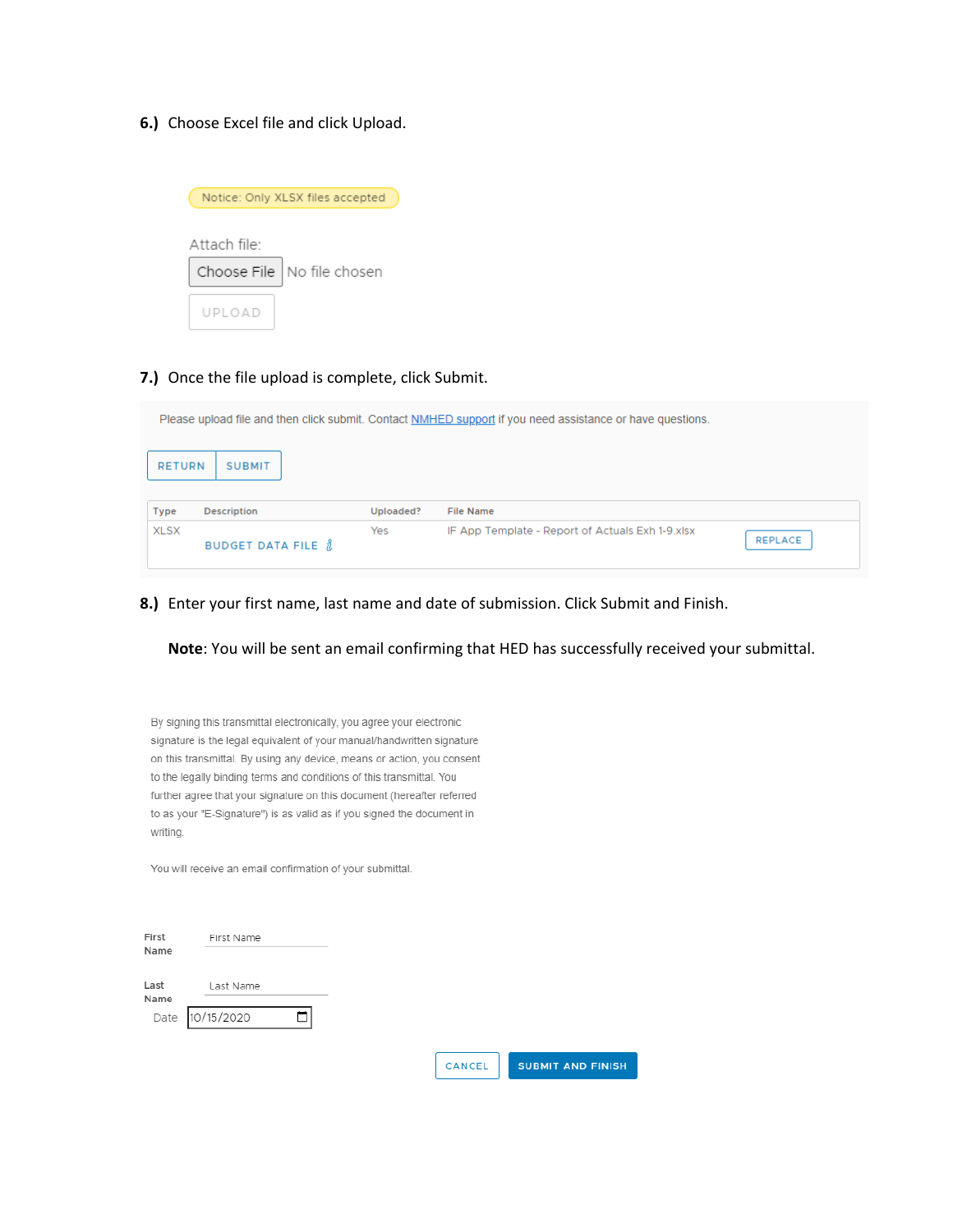6.) Choose Excel file and click Upload.

Notice: Only XLSX files accepted

Attach file:

Choose File No file chosen

UPLOAD

7.) Once the file upload is complete, click Submit.

Please upload file and then click submit. Contact NMHED support if you need assistance or have questions.

RETURN SUBMIT

| Type | Description | Uploaded? | File Name | |
|---|---|---|---|---|
| XLSX | BUDGET DATA FILE | Yes | IF App Template - Report of Actuals Exh 1-9.xlsx | REPLACE |

8.) Enter your first name, last name and date of submission. Click Submit and Finish.

**Note**: You will be sent an email confirming that HED has successfully received your submittal.

By signing this transmittal electronically, you agree your electronic signature is the legal equivalent of your manual/handwritten signature on this transmittal. By using any device, means or action, you consent to the legally binding terms and conditions of this transmittal. You further agree that your signature on this document (hereafter referred to as your "E-Signature") is as valid as if you signed the document in writing.

You will receive an email confirmation of your submittal.

First Name: First Name

Last Name: Last Name

Date: 10/15/2020

CANCEL SUBMIT AND FINISH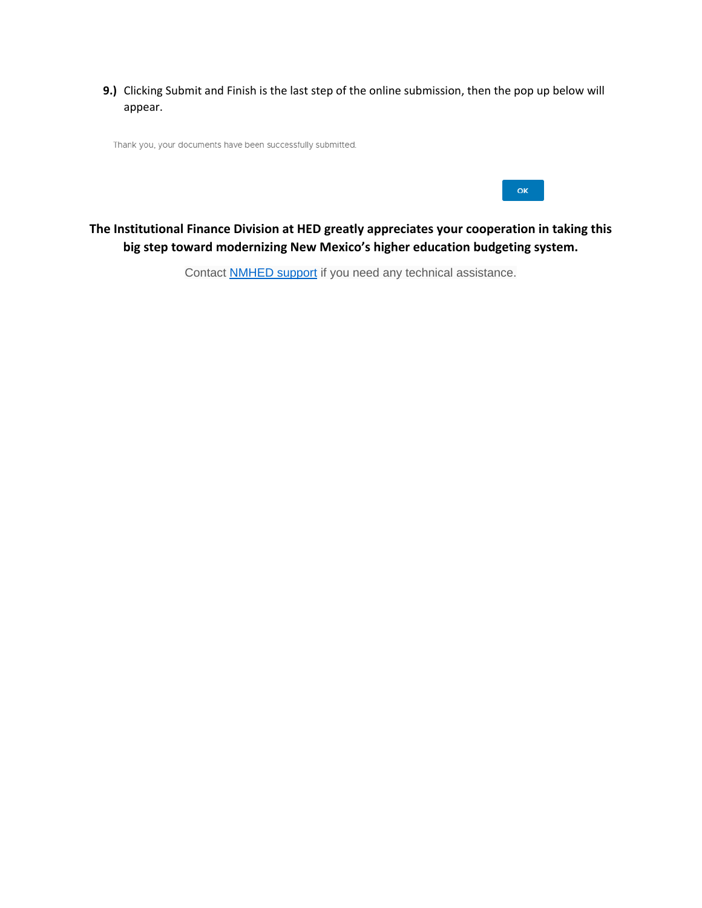**9.)** Clicking Submit and Finish is the last step of the online submission, then the pop up below will appear.

Thank you, your documents have been successfully submitted.

OK

**The Institutional Finance Division at HED greatly appreciates your cooperation in taking this big step toward modernizing New Mexico's higher education budgeting system.**

Contact NMHED support if you need any technical assistance.